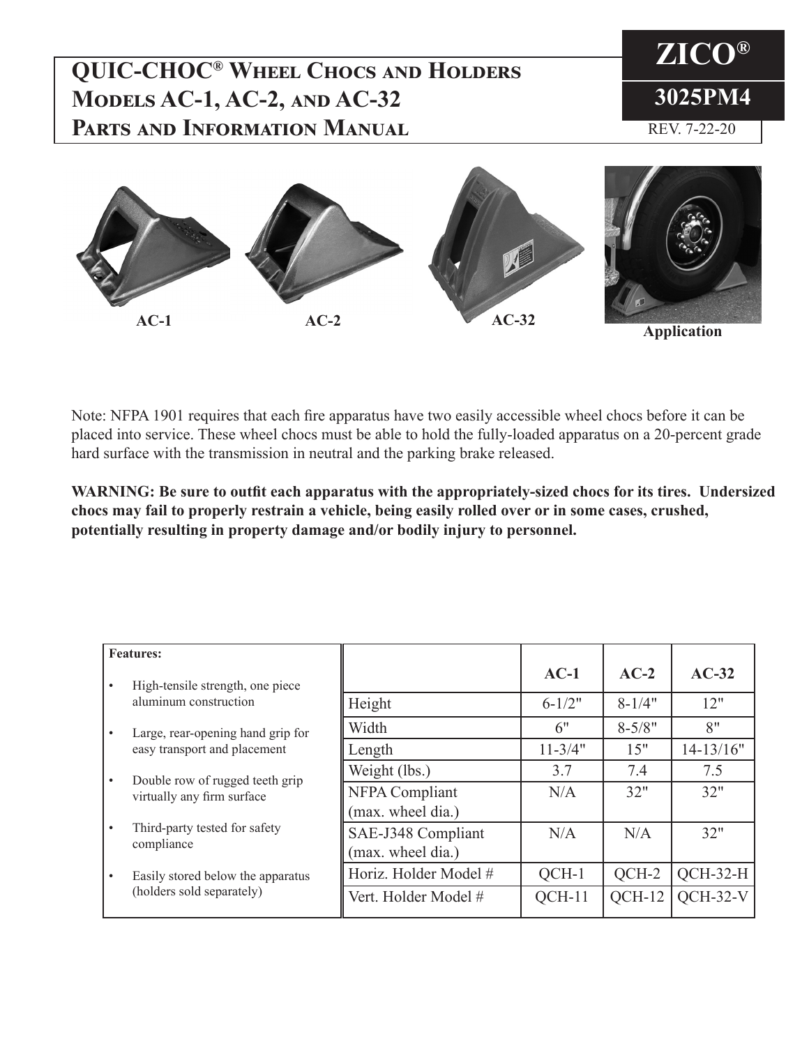# QUIC-CHOC® Wheel Chocs and Holders Models AC-1, AC-2, and AC-32 Parts and Information Manual

**ZICO®**

**3025PM4**

REV. 7-22-20

**AC-1** **AC-2** **AC-32** **Application**

Note: NFPA 1901 requires that each fire apparatus have two easily accessible wheel chocs before it can be placed into service. These wheel chocs must be able to hold the fully-loaded apparatus on a 20-percent grade hard surface with the transmission in neutral and the parking brake released.

**WARNING: Be sure to outfit each apparatus with the appropriately-sized chocs for its tires. Undersized chocs may fail to properly restrain a vehicle, being easily rolled over or in some cases, crushed, potentially resulting in property damage and/or bodily injury to personnel.**

**Features:**

- High-tensile strength, one piece aluminum construction
- Large, rear-opening hand grip for easy transport and placement
- Double row of rugged teeth grip virtually any firm surface
- Third-party tested for safety compliance
- Easily stored below the apparatus (holders sold separately)

| | AC-1 | AC-2 | AC-32 |
|---|---|---|---|
| Height | 6-1/2" | 8-1/4" | 12" |
| Width | 6" | 8-5/8" | 8" |
| Length | 11-3/4" | 15" | 14-13/16" |
| Weight (lbs.) | 3.7 | 7.4 | 7.5 |
| NFPA Compliant (max. wheel dia.) | N/A | 32" | 32" |
| SAE-J348 Compliant (max. wheel dia.) | N/A | N/A | 32" |
| Horiz. Holder Model # | QCH-1 | QCH-2 | QCH-32-H |
| Vert. Holder Model # | QCH-11 | QCH-12 | QCH-32-V |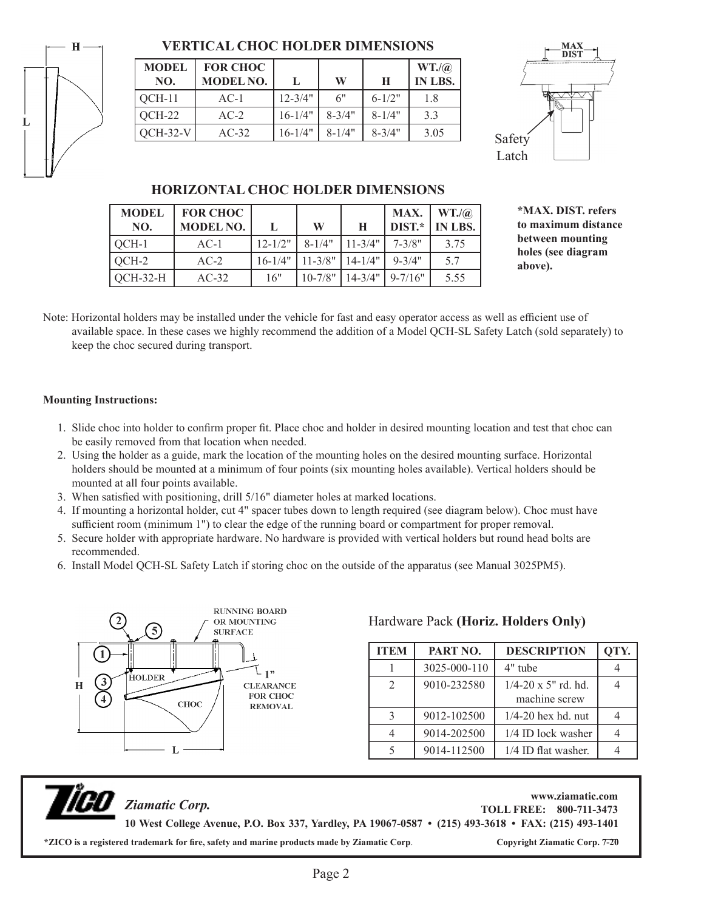## VERTICAL CHOC HOLDER DIMENSIONS

| MODEL NO. | FOR CHOC MODEL NO. | L | W | H | WT./@ IN LBS. |
|---|---|---|---|---|---|
| QCH-11 | AC-1 | 12-3/4" | 6" | 6-1/2" | 1.8 |
| QCH-22 | AC-2 | 16-1/4" | 8-3/4" | 8-1/4" | 3.3 |
| QCH-32-V | AC-32 | 16-1/4" | 8-1/4" | 8-3/4" | 3.05 |

MAX DIST

Safety Latch

## HORIZONTAL CHOC HOLDER DIMENSIONS

| MODEL NO. | FOR CHOC MODEL NO. | L | W | H | MAX. DIST.* | WT./@ IN LBS. |
|---|---|---|---|---|---|---|
| QCH-1 | AC-1 | 12-1/2" | 8-1/4" | 11-3/4" | 7-3/8" | 3.75 |
| QCH-2 | AC-2 | 16-1/4" | 11-3/8" | 14-1/4" | 9-3/4" | 5.7 |
| QCH-32-H | AC-32 | 16" | 10-7/8" | 14-3/4" | 9-7/16" | 5.55 |

**\*MAX. DIST. refers to maximum distance between mounting holes (see diagram above).**

Note: Horizontal holders may be installed under the vehicle for fast and easy operator access as well as efficient use of available space. In these cases we highly recommend the addition of a Model QCH-SL Safety Latch (sold separately) to keep the choc secured during transport.

**Mounting Instructions:**

1. Slide choc into holder to confirm proper fit. Place choc and holder in desired mounting location and test that choc can be easily removed from that location when needed.
2. Using the holder as a guide, mark the location of the mounting holes on the desired mounting surface. Horizontal holders should be mounted at a minimum of four points (six mounting holes available). Vertical holders should be mounted at all four points available.
3. When satisfied with positioning, drill 5/16" diameter holes at marked locations.
4. If mounting a horizontal holder, cut 4" spacer tubes down to length required (see diagram below). Choc must have sufficient room (minimum 1") to clear the edge of the running board or compartment for proper removal.
5. Secure holder with appropriate hardware. No hardware is provided with vertical holders but round head bolts are recommended.
6. Install Model QCH-SL Safety Latch if storing choc on the outside of the apparatus (see Manual 3025PM5).

RUNNING BOARD OR MOUNTING SURFACE

HOLDER

CHOC

1" CLEARANCE FOR CHOC REMOVAL

H

L

Hardware Pack **(Horiz. Holders Only)**

| ITEM | PART NO. | DESCRIPTION | QTY. |
|---|---|---|---|
| 1 | 3025-000-110 | 4" tube | 4 |
| 2 | 9010-232580 | 1/4-20 x 5" rd. hd. machine screw | 4 |
| 3 | 9012-102500 | 1/4-20 hex hd. nut | 4 |
| 4 | 9014-202500 | 1/4 ID lock washer | 4 |
| 5 | 9014-112500 | 1/4 ID flat washer. | 4 |

*Ziamatic Corp.*

**www.ziamatic.com**
**TOLL FREE: 800-711-3473**
**10 West College Avenue, P.O. Box 337, Yardley, PA 19067-0587 • (215) 493-3618 • FAX: (215) 493-1401**

**\*ZICO is a registered trademark for fire, safety and marine products made by Ziamatic Corp.** **Copyright Ziamatic Corp. 7-20**